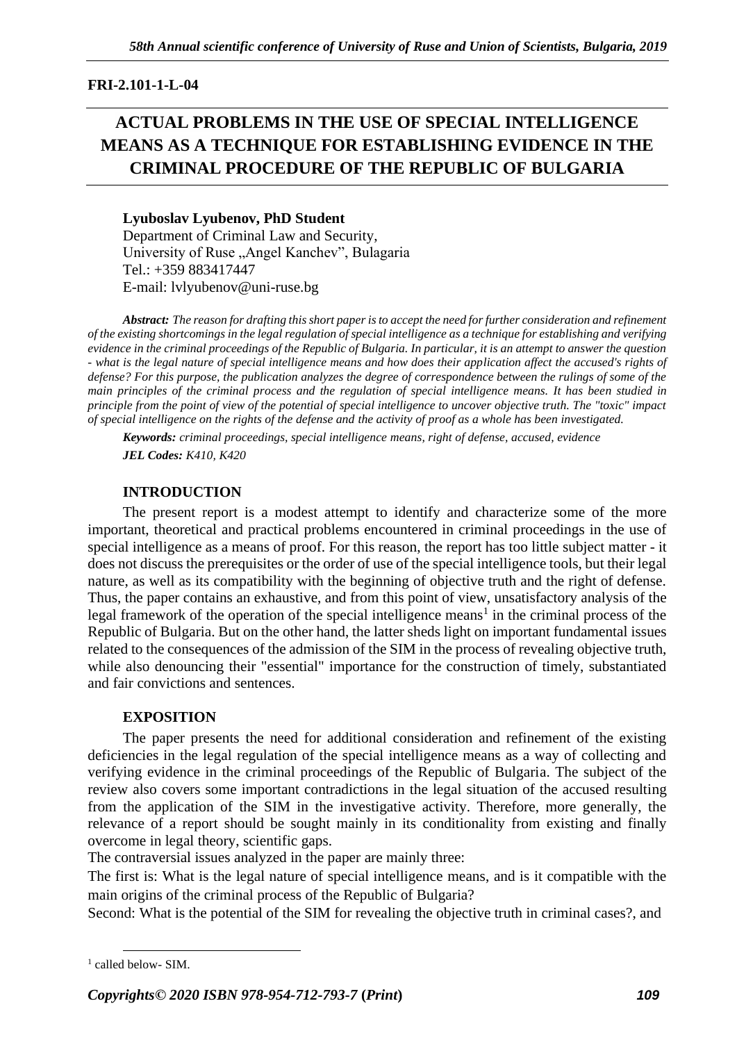FRI-2.101-1-L-04

# ACTUAL PROBLEMS IN THE USE OF SPECIAL INTELLIGENCE MEANS AS A TECHNIQUE FOR ESTABLISHING EVIDENCE IN THE CRIMINAL PROCEDURE OF THE REPUBLIC OF BULGARIA

**Lyuboslav Lyubenov, PhD Student**
Department of Criminal Law and Security,
University of Ruse „Angel Kanchev", Bulagaria
Tel.: +359 883417447
E-mail: lvlyubenov@uni-ruse.bg

***Abstract:*** *The reason for drafting this short paper is to accept the need for further consideration and refinement of the existing shortcomings in the legal regulation of special intelligence as a technique for establishing and verifying evidence in the criminal proceedings of the Republic of Bulgaria. In particular, it is an attempt to answer the question - what is the legal nature of special intelligence means and how does their application affect the accused's rights of defense? For this purpose, the publication analyzes the degree of correspondence between the rulings of some of the main principles of the criminal process and the regulation of special intelligence means. It has been studied in principle from the point of view of the potential of special intelligence to uncover objective truth. The "toxic" impact of special intelligence on the rights of the defense and the activity of proof as a whole has been investigated.*

***Keywords:*** *criminal proceedings, special intelligence means, right of defense, accused, evidence*

***JEL Codes:*** *K410, K420*

## INTRODUCTION

The present report is a modest attempt to identify and characterize some of the more important, theoretical and practical problems encountered in criminal proceedings in the use of special intelligence as a means of proof. For this reason, the report has too little subject matter - it does not discuss the prerequisites or the order of use of the special intelligence tools, but their legal nature, as well as its compatibility with the beginning of objective truth and the right of defense. Thus, the paper contains an exhaustive, and from this point of view, unsatisfactory analysis of the legal framework of the operation of the special intelligence means[1] in the criminal process of the Republic of Bulgaria. But on the other hand, the latter sheds light on important fundamental issues related to the consequences of the admission of the SIM in the process of revealing objective truth, while also denouncing their "essential" importance for the construction of timely, substantiated and fair convictions and sentences.

## EXPOSITION

The paper presents the need for additional consideration and refinement of the existing deficiencies in the legal regulation of the special intelligence means as a way of collecting and verifying evidence in the criminal proceedings of the Republic of Bulgaria. The subject of the review also covers some important contradictions in the legal situation of the accused resulting from the application of the SIM in the investigative activity. Therefore, more generally, the relevance of a report should be sought mainly in its conditionality from existing and finally overcome in legal theory, scientific gaps.

The contraversial issues analyzed in the paper are mainly three:

The first is: What is the legal nature of special intelligence means, and is it compatible with the main origins of the criminal process of the Republic of Bulgaria?

Second: What is the potential of the SIM for revealing the objective truth in criminal cases?, and

---

[1] called below- SIM.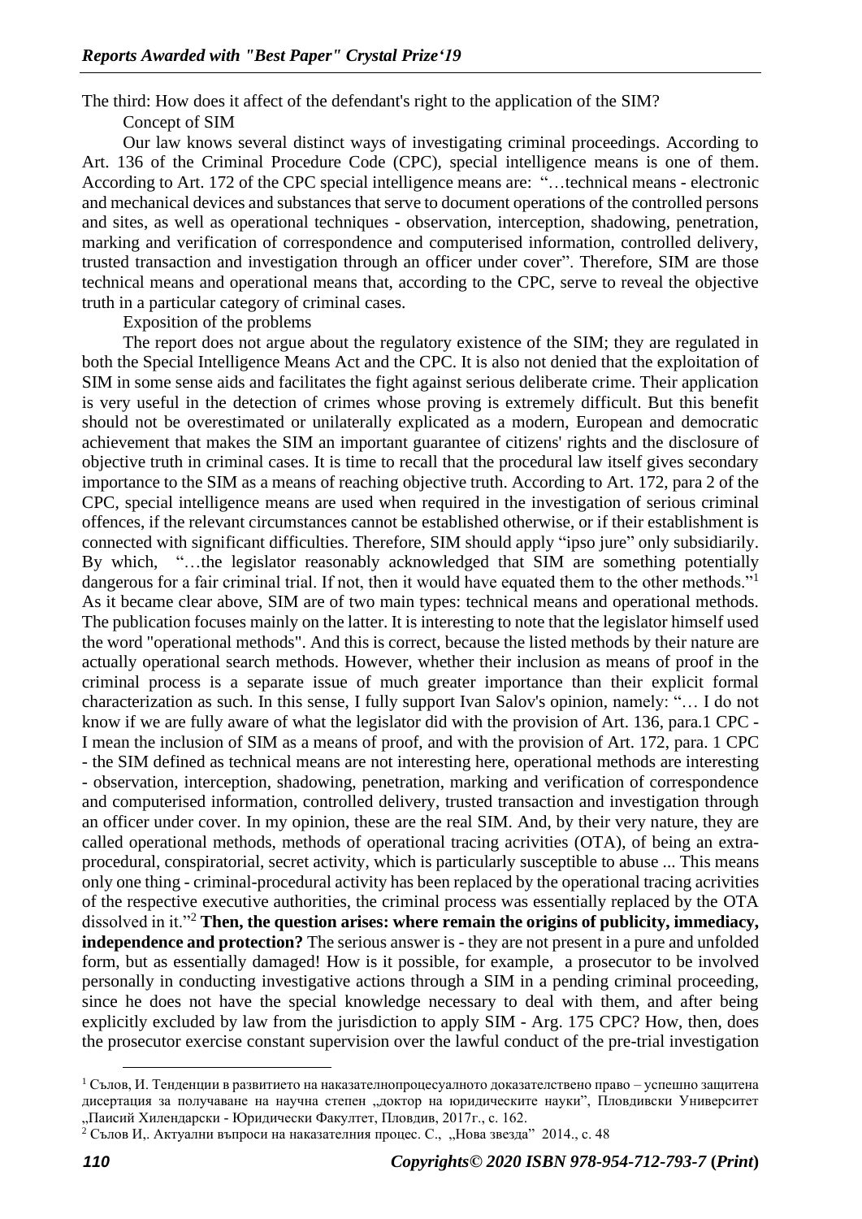The third: How does it affect of the defendant's right to the application of the SIM?

Concept of SIM

Our law knows several distinct ways of investigating criminal proceedings. According to Art. 136 of the Criminal Procedure Code (CPC), special intelligence means is one of them. According to Art. 172 of the CPC special intelligence means are: "…technical means - electronic and mechanical devices and substances that serve to document operations of the controlled persons and sites, as well as operational techniques - observation, interception, shadowing, penetration, marking and verification of correspondence and computerised information, controlled delivery, trusted transaction and investigation through an officer under cover". Therefore, SIM are those technical means and operational means that, according to the CPC, serve to reveal the objective truth in a particular category of criminal cases.

Exposition of the problems

The report does not argue about the regulatory existence of the SIM; they are regulated in both the Special Intelligence Means Act and the CPC. It is also not denied that the exploitation of SIM in some sense aids and facilitates the fight against serious deliberate crime. Their application is very useful in the detection of crimes whose proving is extremely difficult. But this benefit should not be overestimated or unilaterally explicated as a modern, European and democratic achievement that makes the SIM an important guarantee of citizens' rights and the disclosure of objective truth in criminal cases. It is time to recall that the procedural law itself gives secondary importance to the SIM as a means of reaching objective truth. According to Art. 172, para 2 of the CPC, special intelligence means are used when required in the investigation of serious criminal offences, if the relevant circumstances cannot be established otherwise, or if their establishment is connected with significant difficulties. Therefore, SIM should apply "ipso jure" only subsidiarily. By which, "…the legislator reasonably acknowledged that SIM are something potentially dangerous for a fair criminal trial. If not, then it would have equated them to the other methods."[1] As it became clear above, SIM are of two main types: technical means and operational methods. The publication focuses mainly on the latter. It is interesting to note that the legislator himself used the word "operational methods". And this is correct, because the listed methods by their nature are actually operational search methods. However, whether their inclusion as means of proof in the criminal process is a separate issue of much greater importance than their explicit formal characterization as such. In this sense, I fully support Ivan Salov's opinion, namely: "… I do not know if we are fully aware of what the legislator did with the provision of Art. 136, para.1 CPC - I mean the inclusion of SIM as a means of proof, and with the provision of Art. 172, para. 1 CPC - the SIM defined as technical means are not interesting here, operational methods are interesting - observation, interception, shadowing, penetration, marking and verification of correspondence and computerised information, controlled delivery, trusted transaction and investigation through an officer under cover. In my opinion, these are the real SIM. And, by their very nature, they are called operational methods, methods of operational tracing acrivities (OTA), of being an extra-procedural, conspiratorial, secret activity, which is particularly susceptible to abuse ... This means only one thing - criminal-procedural activity has been replaced by the operational tracing acrivities of the respective executive authorities, the criminal process was essentially replaced by the OTA dissolved in it."[2] **Then, the question arises: where remain the origins of publicity, immediacy, independence and protection?** The serious answer is - they are not present in a pure and unfolded form, but as essentially damaged! How is it possible, for example, a prosecutor to be involved personally in conducting investigative actions through a SIM in a pending criminal proceeding, since he does not have the special knowledge necessary to deal with them, and after being explicitly excluded by law from the jurisdiction to apply SIM - Arg. 175 CPC? How, then, does the prosecutor exercise constant supervision over the lawful conduct of the pre-trial investigation

---

[1] Сълов, И. Тенденции в развитието на наказателнопроцесуалното доказателствено право – успешно защитена дисертация за получаване на научна степен „доктор на юридическите науки", Пловдивски Университет „Паисий Хилендарски - Юридически Факултет, Пловдив, 2017г., с. 162.

[2] Сълов И,. Актуални въпроси на наказателния процес. С., „Нова звезда" 2014., с. 48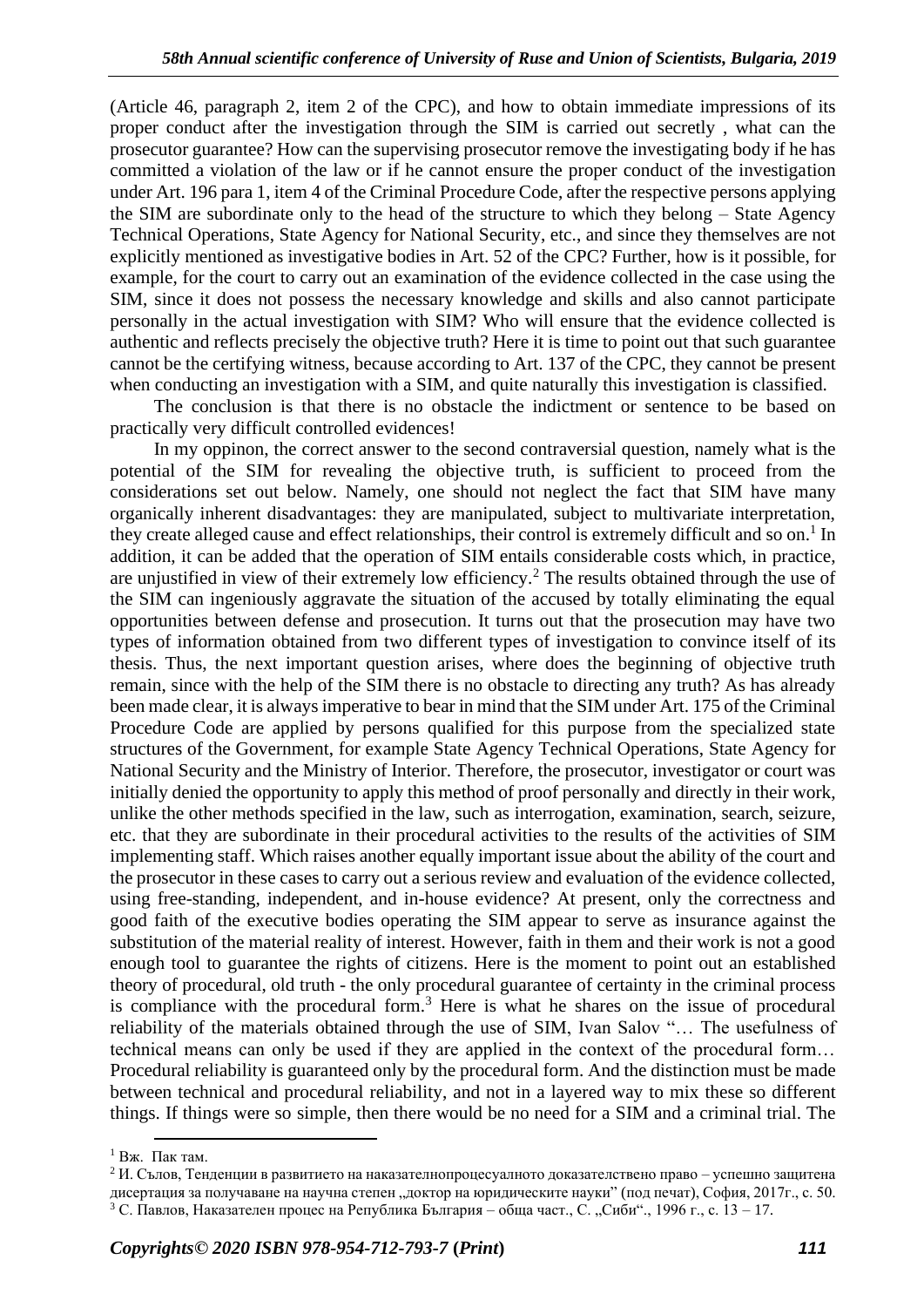(Article 46, paragraph 2, item 2 of the CPC), and how to obtain immediate impressions of its proper conduct after the investigation through the SIM is carried out secretly , what can the prosecutor guarantee? How can the supervising prosecutor remove the investigating body if he has committed a violation of the law or if he cannot ensure the proper conduct of the investigation under Art. 196 para 1, item 4 of the Criminal Procedure Code, after the respective persons applying the SIM are subordinate only to the head of the structure to which they belong – State Agency Technical Operations, State Agency for National Security, etc., and since they themselves are not explicitly mentioned as investigative bodies in Art. 52 of the CPC? Further, how is it possible, for example, for the court to carry out an examination of the evidence collected in the case using the SIM, since it does not possess the necessary knowledge and skills and also cannot participate personally in the actual investigation with SIM? Who will ensure that the evidence collected is authentic and reflects precisely the objective truth? Here it is time to point out that such guarantee cannot be the certifying witness, because according to Art. 137 of the CPC, they cannot be present when conducting an investigation with a SIM, and quite naturally this investigation is classified.

The conclusion is that there is no obstacle the indictment or sentence to be based on practically very difficult controlled evidences!

In my oppinon, the correct answer to the second contraversial question, namely what is the potential of the SIM for revealing the objective truth, is sufficient to proceed from the considerations set out below. Namely, one should not neglect the fact that SIM have many organically inherent disadvantages: they are manipulated, subject to multivariate interpretation, they create alleged cause and effect relationships, their control is extremely difficult and so on.[1] In addition, it can be added that the operation of SIM entails considerable costs which, in practice, are unjustified in view of their extremely low efficiency.[2] The results obtained through the use of the SIM can ingeniously aggravate the situation of the accused by totally eliminating the equal opportunities between defense and prosecution. It turns out that the prosecution may have two types of information obtained from two different types of investigation to convince itself of its thesis. Thus, the next important question arises, where does the beginning of objective truth remain, since with the help of the SIM there is no obstacle to directing any truth? As has already been made clear, it is always imperative to bear in mind that the SIM under Art. 175 of the Criminal Procedure Code are applied by persons qualified for this purpose from the specialized state structures of the Government, for example State Agency Technical Operations, State Agency for National Security and the Ministry of Interior. Therefore, the prosecutor, investigator or court was initially denied the opportunity to apply this method of proof personally and directly in their work, unlike the other methods specified in the law, such as interrogation, examination, search, seizure, etc. that they are subordinate in their procedural activities to the results of the activities of SIM implementing staff. Which raises another equally important issue about the ability of the court and the prosecutor in these cases to carry out a serious review and evaluation of the evidence collected, using free-standing, independent, and in-house evidence? At present, only the correctness and good faith of the executive bodies operating the SIM appear to serve as insurance against the substitution of the material reality of interest. However, faith in them and their work is not a good enough tool to guarantee the rights of citizens. Here is the moment to point out an established theory of procedural, old truth - the only procedural guarantee of certainty in the criminal process is compliance with the procedural form.[3] Here is what he shares on the issue of procedural reliability of the materials obtained through the use of SIM, Ivan Salov "… The usefulness of technical means can only be used if they are applied in the context of the procedural form… Procedural reliability is guaranteed only by the procedural form. And the distinction must be made between technical and procedural reliability, and not in a layered way to mix these so different things. If things were so simple, then there would be no need for a SIM and a criminal trial. The

---

[1] Вж. Пак там.

[2] И. Сълов, Тенденции в развитието на наказателнопроцесуалното доказателствено право – успешно защитена дисертация за получаване на научна степен „доктор на юридическите науки" (под печат), София, 2017г., с. 50.

[3] С. Павлов, Наказателен процес на Република България – обща част., С. „Сиби"., 1996 г., с. 13 – 17.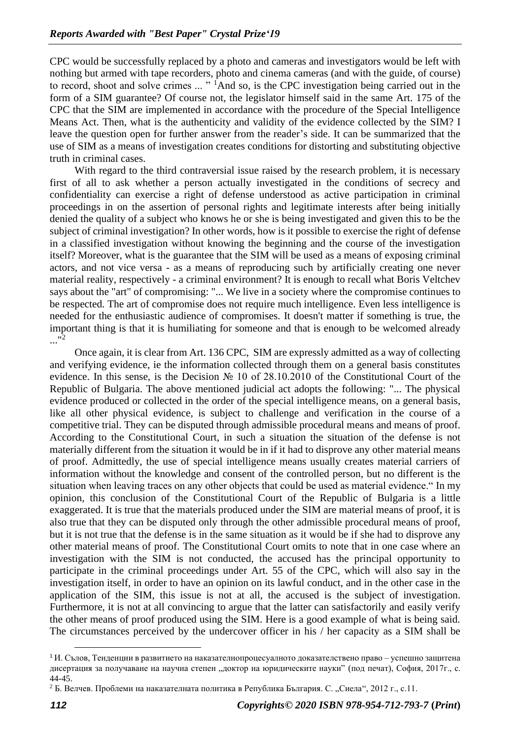CPC would be successfully replaced by a photo and cameras and investigators would be left with nothing but armed with tape recorders, photo and cinema cameras (and with the guide, of course) to record, shoot and solve crimes ... " [1]And so, is the CPC investigation being carried out in the form of a SIM guarantee? Of course not, the legislator himself said in the same Art. 175 of the CPC that the SIM are implemented in accordance with the procedure of the Special Intelligence Means Act. Then, what is the authenticity and validity of the evidence collected by the SIM? I leave the question open for further answer from the reader's side. It can be summarized that the use of SIM as a means of investigation creates conditions for distorting and substituting objective truth in criminal cases.

With regard to the third contraversial issue raised by the research problem, it is necessary first of all to ask whether a person actually investigated in the conditions of secrecy and confidentiality can exercise a right of defense understood as active participation in criminal proceedings in on the assertion of personal rights and legitimate interests after being initially denied the quality of a subject who knows he or she is being investigated and given this to be the subject of criminal investigation? In other words, how is it possible to exercise the right of defense in a classified investigation without knowing the beginning and the course of the investigation itself? Moreover, what is the guarantee that the SIM will be used as a means of exposing criminal actors, and not vice versa - as a means of reproducing such by artificially creating one never material reality, respectively - a criminal environment? It is enough to recall what Boris Veltchev says about the "art" of compromising: "... We live in a society where the compromise continues to be respected. The art of compromise does not require much intelligence. Even less intelligence is needed for the enthusiastic audience of compromises. It doesn't matter if something is true, the important thing is that it is humiliating for someone and that is enough to be welcomed already ..."[2]

Once again, it is clear from Art. 136 CPC, SIM are expressly admitted as a way of collecting and verifying evidence, ie the information collected through them on a general basis constitutes evidence. In this sense, is the Decision № 10 of 28.10.2010 of the Constitutional Court of the Republic of Bulgaria. The above mentioned judicial act adopts the following: "... The physical evidence produced or collected in the order of the special intelligence means, on a general basis, like all other physical evidence, is subject to challenge and verification in the course of a competitive trial. They can be disputed through admissible procedural means and means of proof. According to the Constitutional Court, in such a situation the situation of the defense is not materially different from the situation it would be in if it had to disprove any other material means of proof. Admittedly, the use of special intelligence means usually creates material carriers of information without the knowledge and consent of the controlled person, but no different is the situation when leaving traces on any other objects that could be used as material evidence." In my opinion, this conclusion of the Constitutional Court of the Republic of Bulgaria is a little exaggerated. It is true that the materials produced under the SIM are material means of proof, it is also true that they can be disputed only through the other admissible procedural means of proof, but it is not true that the defense is in the same situation as it would be if she had to disprove any other material means of proof. The Constitutional Court omits to note that in one case where an investigation with the SIM is not conducted, the accused has the principal opportunity to participate in the criminal proceedings under Art. 55 of the CPC, which will also say in the investigation itself, in order to have an opinion on its lawful conduct, and in the other case in the application of the SIM, this issue is not at all, the accused is the subject of investigation. Furthermore, it is not at all convincing to argue that the latter can satisfactorily and easily verify the other means of proof produced using the SIM. Here is a good example of what is being said. The circumstances perceived by the undercover officer in his / her capacity as a SIM shall be

---

[1] И. Сълов, Тенденции в развитието на наказателнопроцесуалното доказателствено право – успешно защитена дисертация за получаване на научна степен „доктор на юридическите науки" (под печат), София, 2017г., с. 44-45.

[2] Б. Велчев. Проблеми на наказателната политика в Република България. С. „Сиела", 2012 г., с.11.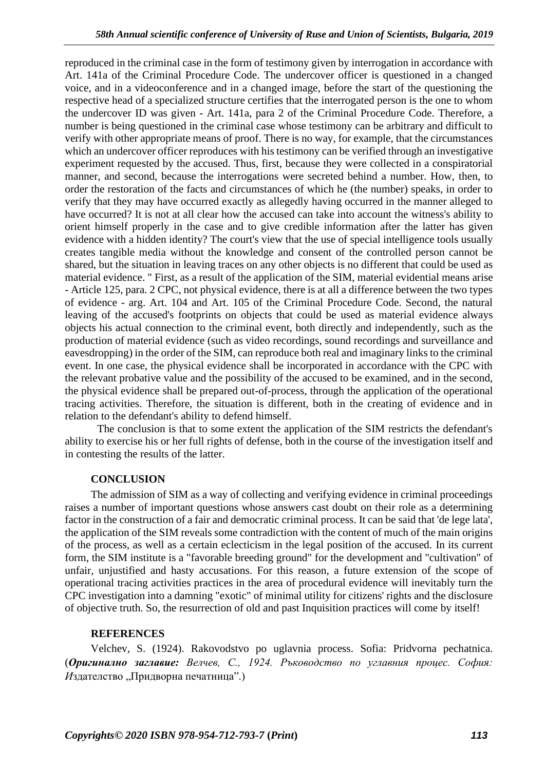reproduced in the criminal case in the form of testimony given by interrogation in accordance with Art. 141a of the Criminal Procedure Code. The undercover officer is questioned in a changed voice, and in a videoconference and in a changed image, before the start of the questioning the respective head of a specialized structure certifies that the interrogated person is the one to whom the undercover ID was given - Art. 141a, para 2 of the Criminal Procedure Code. Therefore, a number is being questioned in the criminal case whose testimony can be arbitrary and difficult to verify with other appropriate means of proof. There is no way, for example, that the circumstances which an undercover officer reproduces with his testimony can be verified through an investigative experiment requested by the accused. Thus, first, because they were collected in a conspiratorial manner, and second, because the interrogations were secreted behind a number. How, then, to order the restoration of the facts and circumstances of which he (the number) speaks, in order to verify that they may have occurred exactly as allegedly having occurred in the manner alleged to have occurred? It is not at all clear how the accused can take into account the witness's ability to orient himself properly in the case and to give credible information after the latter has given evidence with a hidden identity? The court's view that the use of special intelligence tools usually creates tangible media without the knowledge and consent of the controlled person cannot be shared, but the situation in leaving traces on any other objects is no different that could be used as material evidence. " First, as a result of the application of the SIM, material evidential means arise - Article 125, para. 2 CPC, not physical evidence, there is at all a difference between the two types of evidence - arg. Art. 104 and Art. 105 of the Criminal Procedure Code. Second, the natural leaving of the accused's footprints on objects that could be used as material evidence always objects his actual connection to the criminal event, both directly and independently, such as the production of material evidence (such as video recordings, sound recordings and surveillance and eavesdropping) in the order of the SIM, can reproduce both real and imaginary links to the criminal event. In one case, the physical evidence shall be incorporated in accordance with the CPC with the relevant probative value and the possibility of the accused to be examined, and in the second, the physical evidence shall be prepared out-of-process, through the application of the operational tracing activities. Therefore, the situation is different, both in the creating of evidence and in relation to the defendant's ability to defend himself.

The conclusion is that to some extent the application of the SIM restricts the defendant's ability to exercise his or her full rights of defense, both in the course of the investigation itself and in contesting the results of the latter.

## CONCLUSION

The admission of SIM as a way of collecting and verifying evidence in criminal proceedings raises a number of important questions whose answers cast doubt on their role as a determining factor in the construction of a fair and democratic criminal process. It can be said that 'de lege lata', the application of the SIM reveals some contradiction with the content of much of the main origins of the process, as well as a certain eclecticism in the legal position of the accused. In its current form, the SIM institute is a "favorable breeding ground" for the development and "cultivation" of unfair, unjustified and hasty accusations. For this reason, a future extension of the scope of operational tracing activities practices in the area of procedural evidence will inevitably turn the CPC investigation into a damning "exotic" of minimal utility for citizens' rights and the disclosure of objective truth. So, the resurrection of old and past Inquisition practices will come by itself!

## REFERENCES

Velchev, S. (1924). Rakovodstvo po uglavnia process. Sofia: Pridvorna pechatnica. (***Оригинално заглавие:*** *Велчев, С., 1924. Ръководство по углавния процес. София:* *И*здателство „Придворна печатница".)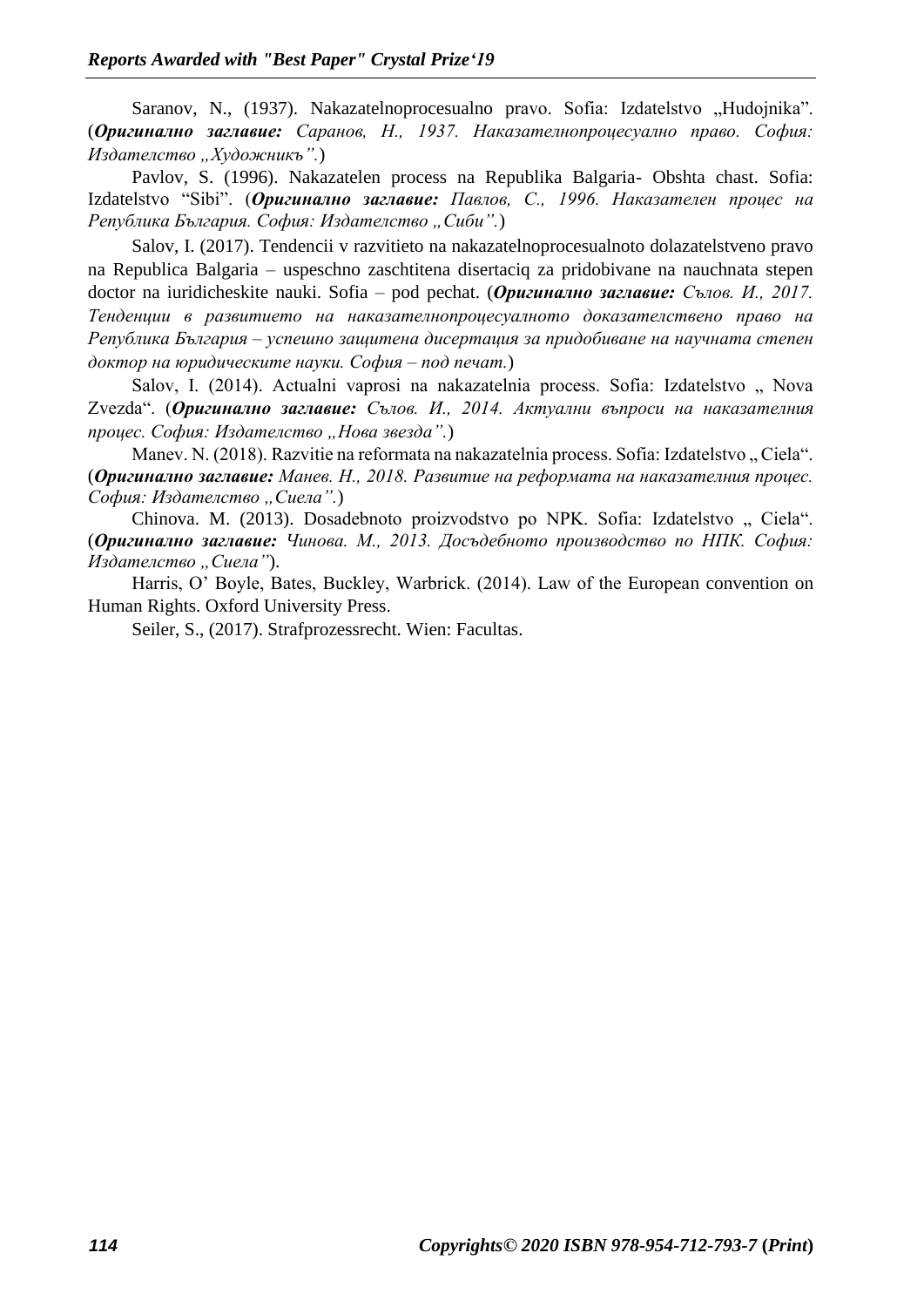Saranov, N., (1937). Nakazatelnoprocesualno pravo. Sofia: Izdatelstvo „Hudojnika”. (***Оригинално заглавие:*** *Саранов, Н., 1937. Наказателнопроцесуално право. София: Издателство „Художникъ”.*)

Pavlov, S. (1996). Nakazatelen process na Republika Balgaria- Obshta chast. Sofia: Izdatelstvo “Sibi”. (***Оригинално заглавие:*** *Павлов, С., 1996. Наказателен процес на Република България. София: Издателство „Сиби”.*)

Salov, I. (2017). Tendencii v razvitieto na nakazatelnoprocesualnoto dolazatelstveno pravo na Republica Balgaria – uspeschno zaschtitena disertaciq za pridobivane na nauchnata stepen doctor na iuridicheskite nauki. Sofia – pod pechat. (***Оригинално заглавие:*** *Сълов. И., 2017. Тенденции в развитието на наказателнопроцесуалното доказателствено право на Република България – успешно защитена дисертация за придобиване на научната степен доктор на юридическите науки. София – под печат.*)

Salov, I. (2014). Actualni vaprosi na nakazatelnia process. Sofia: Izdatelstvo „ Nova Zvezda“. (***Оригинално заглавие:*** *Сълов. И., 2014. Актуални въпроси на наказателния процес. София: Издателство „Нова звезда”.*)

Manev. N. (2018). Razvitie na reformata na nakazatelnia process. Sofia: Izdatelstvo „ Ciela“. (***Оригинално заглавие:*** *Манев. Н., 2018. Развитие на реформата на наказателния процес. София: Издателство „Сиела”.*)

Chinova. M. (2013). Dosadebnoto proizvodstvo po NPK. Sofia: Izdatelstvo „ Ciela“. (***Оригинално заглавие:*** *Чинова. М., 2013. Досъдебното производство по НПК. София: Издателство „Сиела”*).

Harris, O’ Boyle, Bates, Buckley, Warbrick. (2014). Law of the European convention on Human Rights. Oxford University Press.

Seiler, S., (2017). Strafprozessrecht. Wien: Facultas.